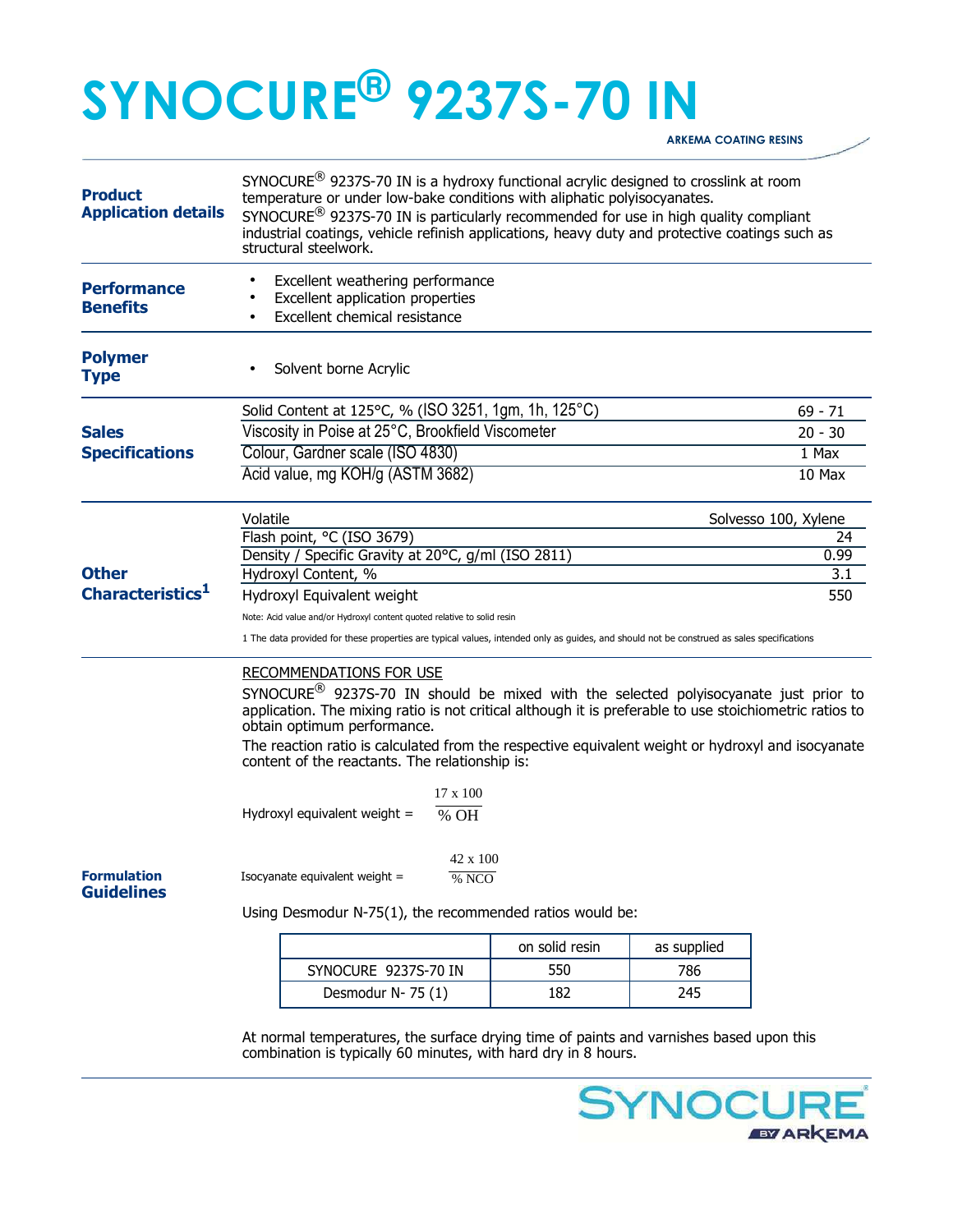# SYNOCURE® 9237S-70 IN

ARKEMA COATING RESINS

## Product Application details

SYNOCURE® 9237S-70 IN is a hydroxy functional acrylic designed to crosslink at room temperature or under low-bake conditions with aliphatic polyisocyanates.
SYNOCURE® 9237S-70 IN is particularly recommended for use in high quality compliant industrial coatings, vehicle refinish applications, heavy duty and protective coatings such as structural steelwork.

## Performance Benefits

- Excellent weathering performance
- Excellent application properties
- Excellent chemical resistance

## Polymer Type

- Solvent borne Acrylic

## Sales Specifications

| | |
|---|---|
| Solid Content at 125°C, % (ISO 3251, 1gm, 1h, 125°C) | 69 - 71 |
| Viscosity in Poise at 25°C, Brookfield Viscometer | 20 - 30 |
| Colour, Gardner scale (ISO 4830) | 1 Max |
| Acid value, mg KOH/g (ASTM 3682) | 10 Max |

## Other Characteristics[1]

| | |
|---|---|
| Volatile | Solvesso 100, Xylene |
| Flash point, °C (ISO 3679) | 24 |
| Density / Specific Gravity at 20°C, g/ml (ISO 2811) | 0.99 |
| Hydroxyl Content, % | 3.1 |
| Hydroxyl Equivalent weight | 550 |

Note: Acid value and/or Hydroxyl content quoted relative to solid resin

1 The data provided for these properties are typical values, intended only as guides, and should not be construed as sales specifications

## Formulation Guidelines

RECOMMENDATIONS FOR USE

SYNOCURE® 9237S-70 IN should be mixed with the selected polyisocyanate just prior to application. The mixing ratio is not critical although it is preferable to use stoichiometric ratios to obtain optimum performance.

The reaction ratio is calculated from the respective equivalent weight or hydroxyl and isocyanate content of the reactants. The relationship is:

$$\text{Hydroxyl equivalent weight} = \frac{17 \times 100}{\%\ OH}$$

$$\text{Isocyanate equivalent weight} = \frac{42 \times 100}{\%\ NCO}$$

Using Desmodur N-75(1), the recommended ratios would be:

| | on solid resin | as supplied |
|---|---|---|
| SYNOCURE 9237S-70 IN | 550 | 786 |
| Desmodur N- 75 (1) | 182 | 245 |

At normal temperatures, the surface drying time of paints and varnishes based upon this combination is typically 60 minutes, with hard dry in 8 hours.

SYNOCURE® BY ARKEMA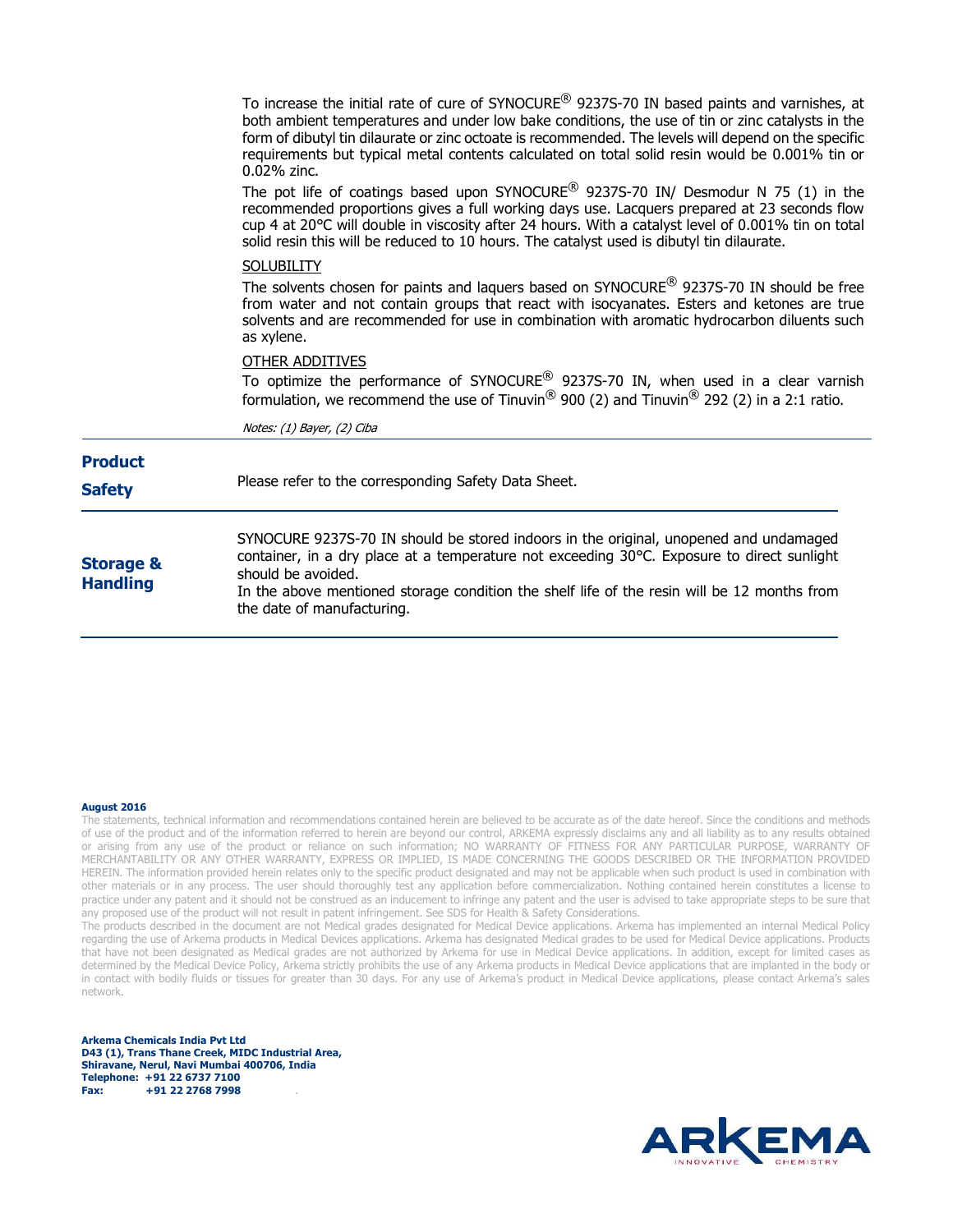To increase the initial rate of cure of SYNOCURE® 9237S-70 IN based paints and varnishes, at both ambient temperatures and under low bake conditions, the use of tin or zinc catalysts in the form of dibutyl tin dilaurate or zinc octoate is recommended. The levels will depend on the specific requirements but typical metal contents calculated on total solid resin would be 0.001% tin or 0.02% zinc.

The pot life of coatings based upon SYNOCURE® 9237S-70 IN/ Desmodur N 75 (1) in the recommended proportions gives a full working days use. Lacquers prepared at 23 seconds flow cup 4 at 20°C will double in viscosity after 24 hours. With a catalyst level of 0.001% tin on total solid resin this will be reduced to 10 hours. The catalyst used is dibutyl tin dilaurate.

SOLUBILITY

The solvents chosen for paints and laquers based on SYNOCURE® 9237S-70 IN should be free from water and not contain groups that react with isocyanates. Esters and ketones are true solvents and are recommended for use in combination with aromatic hydrocarbon diluents such as xylene.

OTHER ADDITIVES

To optimize the performance of SYNOCURE® 9237S-70 IN, when used in a clear varnish formulation, we recommend the use of Tinuvin® 900 (2) and Tinuvin® 292 (2) in a 2:1 ratio.

*Notes: (1) Bayer, (2) Ciba*

## Product Safety

Please refer to the corresponding Safety Data Sheet.

## Storage & Handling

SYNOCURE 9237S-70 IN should be stored indoors in the original, unopened and undamaged container, in a dry place at a temperature not exceeding 30°C. Exposure to direct sunlight should be avoided.
In the above mentioned storage condition the shelf life of the resin will be 12 months from the date of manufacturing.

**August 2016**

The statements, technical information and recommendations contained herein are believed to be accurate as of the date hereof. Since the conditions and methods of use of the product and of the information referred to herein are beyond our control, ARKEMA expressly disclaims any and all liability as to any results obtained or arising from any use of the product or reliance on such information; NO WARRANTY OF FITNESS FOR ANY PARTICULAR PURPOSE, WARRANTY OF MERCHANTABILITY OR ANY OTHER WARRANTY, EXPRESS OR IMPLIED, IS MADE CONCERNING THE GOODS DESCRIBED OR THE INFORMATION PROVIDED HEREIN. The information provided herein relates only to the specific product designated and may not be applicable when such product is used in combination with other materials or in any process. The user should thoroughly test any application before commercialization. Nothing contained herein constitutes a license to practice under any patent and it should not be construed as an inducement to infringe any patent and the user is advised to take appropriate steps to be sure that any proposed use of the product will not result in patent infringement. See SDS for Health & Safety Considerations.

The products described in the document are not Medical grades designated for Medical Device applications. Arkema has implemented an internal Medical Policy regarding the use of Arkema products in Medical Devices applications. Arkema has designated Medical grades to be used for Medical Device applications. Products that have not been designated as Medical grades are not authorized by Arkema for use in Medical Device applications. In addition, except for limited cases as determined by the Medical Device Policy, Arkema strictly prohibits the use of any Arkema products in Medical Device applications that are implanted in the body or in contact with bodily fluids or tissues for greater than 30 days. For any use of Arkema's product in Medical Device applications, please contact Arkema's sales network.

**Arkema Chemicals India Pvt Ltd**
**D43 (1), Trans Thane Creek, MIDC Industrial Area,**
**Shiravane, Nerul, Navi Mumbai 400706, India**
**Telephone: +91 22 6737 7100**
**Fax: +91 22 2768 7998**

ARKEMA INNOVATIVE CHEMISTRY